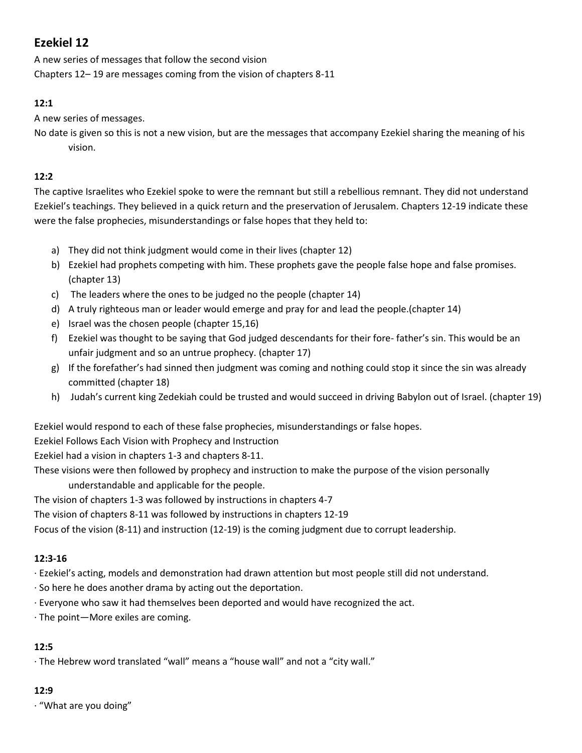## Ezekiel 12

A new series of messages that follow the second vision

Chapters 12– 19 are messages coming from the vision of chapters 8-11

**12:1**

A new series of messages.

No date is given so this is not a new vision, but are the messages that accompany Ezekiel sharing the meaning of his vision.

**12:2**

The captive Israelites who Ezekiel spoke to were the remnant but still a rebellious remnant. They did not understand Ezekiel's teachings. They believed in a quick return and the preservation of Jerusalem. Chapters 12-19 indicate these were the false prophecies, misunderstandings or false hopes that they held to:

a) They did not think judgment would come in their lives (chapter 12)
b) Ezekiel had prophets competing with him. These prophets gave the people false hope and false promises. (chapter 13)
c) The leaders where the ones to be judged no the people (chapter 14)
d) A truly righteous man or leader would emerge and pray for and lead the people.(chapter 14)
e) Israel was the chosen people (chapter 15,16)
f) Ezekiel was thought to be saying that God judged descendants for their fore- father's sin. This would be an unfair judgment and so an untrue prophecy. (chapter 17)
g) If the forefather's had sinned then judgment was coming and nothing could stop it since the sin was already committed (chapter 18)
h) Judah's current king Zedekiah could be trusted and would succeed in driving Babylon out of Israel. (chapter 19)

Ezekiel would respond to each of these false prophecies, misunderstandings or false hopes.

Ezekiel Follows Each Vision with Prophecy and Instruction

Ezekiel had a vision in chapters 1-3 and chapters 8-11.

These visions were then followed by prophecy and instruction to make the purpose of the vision personally understandable and applicable for the people.

The vision of chapters 1-3 was followed by instructions in chapters 4-7

The vision of chapters 8-11 was followed by instructions in chapters 12-19

Focus of the vision (8-11) and instruction (12-19) is the coming judgment due to corrupt leadership.

**12:3-16**

· Ezekiel's acting, models and demonstration had drawn attention but most people still did not understand.

· So here he does another drama by acting out the deportation.

· Everyone who saw it had themselves been deported and would have recognized the act.

· The point—More exiles are coming.

**12:5**

· The Hebrew word translated "wall" means a "house wall" and not a "city wall."

**12:9**

· "What are you doing"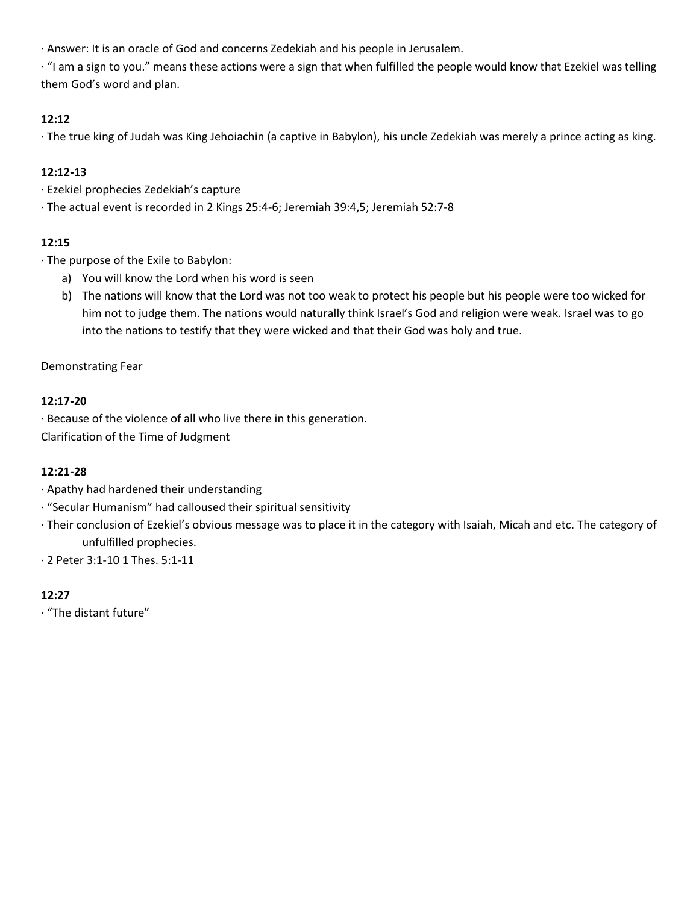· Answer: It is an oracle of God and concerns Zedekiah and his people in Jerusalem.

· "I am a sign to you." means these actions were a sign that when fulfilled the people would know that Ezekiel was telling them God's word and plan.

**12:12**

· The true king of Judah was King Jehoiachin (a captive in Babylon), his uncle Zedekiah was merely a prince acting as king.

**12:12-13**

· Ezekiel prophecies Zedekiah's capture

· The actual event is recorded in 2 Kings 25:4-6; Jeremiah 39:4,5; Jeremiah 52:7-8

**12:15**

· The purpose of the Exile to Babylon:

a) You will know the Lord when his word is seen
b) The nations will know that the Lord was not too weak to protect his people but his people were too wicked for him not to judge them. The nations would naturally think Israel's God and religion were weak. Israel was to go into the nations to testify that they were wicked and that their God was holy and true.

Demonstrating Fear

**12:17-20**

· Because of the violence of all who live there in this generation.

Clarification of the Time of Judgment

**12:21-28**

· Apathy had hardened their understanding

· "Secular Humanism" had calloused their spiritual sensitivity

· Their conclusion of Ezekiel's obvious message was to place it in the category with Isaiah, Micah and etc. The category of unfulfilled prophecies.

· 2 Peter 3:1-10 1 Thes. 5:1-11

**12:27**

· "The distant future"